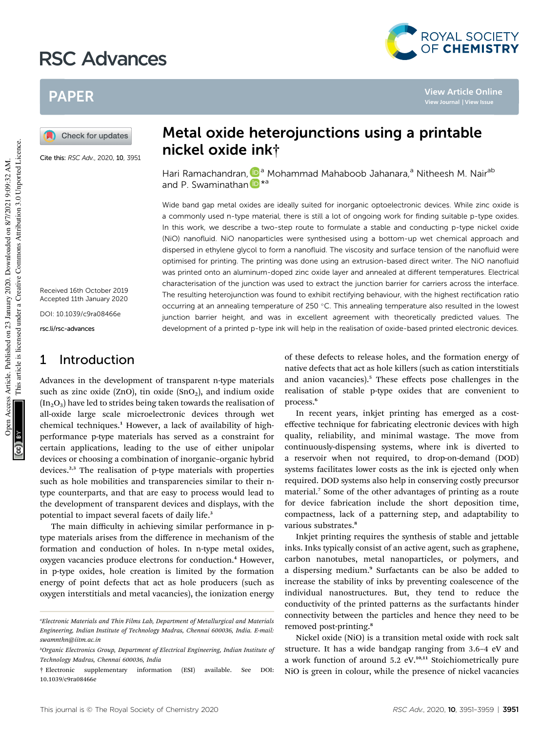# Metal oxide heterojunctions using a printable nickel oxide ink†

Hari Ramachandran,[a] Mohammad Mahaboob Jahanara,[a] Nitheesh M. Nair[ab] and P. Swaminathan*[a]

Cite this: RSC Adv., 2020, 10, 3951

Received 16th October 2019
Accepted 11th January 2020

DOI: 10.1039/c9ra08466e

rsc.li/rsc-advances

Wide band gap metal oxides are ideally suited for inorganic optoelectronic devices. While zinc oxide is a commonly used n-type material, there is still a lot of ongoing work for finding suitable p-type oxides. In this work, we describe a two-step route to formulate a stable and conducting p-type nickel oxide (NiO) nanofluid. NiO nanoparticles were synthesised using a bottom-up wet chemical approach and dispersed in ethylene glycol to form a nanofluid. The viscosity and surface tension of the nanofluid were optimised for printing. The printing was done using an extrusion-based direct writer. The NiO nanofluid was printed onto an aluminum-doped zinc oxide layer and annealed at different temperatures. Electrical characterisation of the junction was used to extract the junction barrier for carriers across the interface. The resulting heterojunction was found to exhibit rectifying behaviour, with the highest rectification ratio occurring at an annealing temperature of 250 °C. This annealing temperature also resulted in the lowest junction barrier height, and was in excellent agreement with theoretically predicted values. The development of a printed p-type ink will help in the realisation of oxide-based printed electronic devices.

## 1 Introduction

Advances in the development of transparent n-type materials such as zinc oxide (ZnO), tin oxide ($SnO_2$), and indium oxide ($In_2O_3$) have led to strides being taken towards the realisation of all-oxide large scale microelectronic devices through wet chemical techniques.[1] However, a lack of availability of high-performance p-type materials has served as a constraint for certain applications, leading to the use of either unipolar devices or choosing a combination of inorganic–organic hybrid devices.[2,3] The realisation of p-type materials with properties such as hole mobilities and transparencies similar to their n-type counterparts, and that are easy to process would lead to the development of transparent devices and displays, with the potential to impact several facets of daily life.[3]

The main difficulty in achieving similar performance in p-type materials arises from the difference in mechanism of the formation and conduction of holes. In n-type metal oxides, oxygen vacancies produce electrons for conduction.[4] However, in p-type oxides, hole creation is limited by the formation energy of point defects that act as hole producers (such as oxygen interstitials and metal vacancies), the ionization energy of these defects to release holes, and the formation energy of native defects that act as hole killers (such as cation interstitials and anion vacancies).[5] These effects pose challenges in the realisation of stable p-type oxides that are convenient to process.[6]

In recent years, inkjet printing has emerged as a cost-effective technique for fabricating electronic devices with high quality, reliability, and minimal wastage. The move from continuously-dispensing systems, where ink is diverted to a reservoir when not required, to drop-on-demand (DOD) systems facilitates lower costs as the ink is ejected only when required. DOD systems also help in conserving costly precursor material.[7] Some of the other advantages of printing as a route for device fabrication include the short deposition time, compactness, lack of a patterning step, and adaptability to various substrates.[8]

Inkjet printing requires the synthesis of stable and jettable inks. Inks typically consist of an active agent, such as graphene, carbon nanotubes, metal nanoparticles, or polymers, and a dispersing medium.[9] Surfactants can be also be added to increase the stability of inks by preventing coalescence of the individual nanostructures. But, they tend to reduce the conductivity of the printed patterns as the surfactants hinder connectivity between the particles and hence they need to be removed post-printing.[8]

Nickel oxide (NiO) is a transition metal oxide with rock salt structure. It has a wide bandgap ranging from 3.6–4 eV and a work function of around 5.2 eV.[10,11] Stoichiometrically pure NiO is green in colour, while the presence of nickel vacancies

[a]Electronic Materials and Thin Films Lab, Department of Metallurgical and Materials Engineering, Indian Institute of Technology Madras, Chennai 600036, India. E-mail: swamnthn@iitm.ac.in

[b]Organic Electronics Group, Department of Electrical Engineering, Indian Institute of Technology Madras, Chennai 600036, India

† Electronic supplementary information (ESI) available. See DOI: 10.1039/c9ra08466e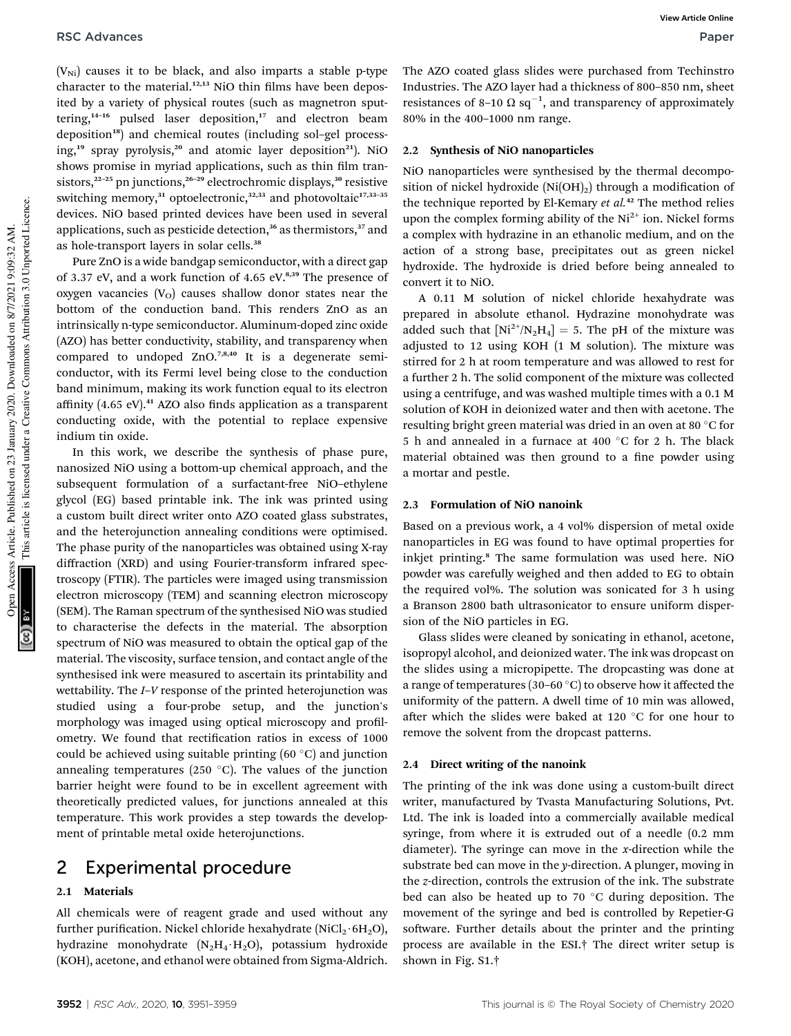($V_{Ni}$) causes it to be black, and also imparts a stable p-type character to the material.[12,13] NiO thin films have been deposited by a variety of physical routes (such as magnetron sputtering,[14–16] pulsed laser deposition,[17] and electron beam deposition[18]) and chemical routes (including sol–gel processing,[19] spray pyrolysis,[20] and atomic layer deposition[21]). NiO shows promise in myriad applications, such as thin film transistors,[22–25] pn junctions,[26–29] electrochromic displays,[30] resistive switching memory,[31] optoelectronic,[32,33] and photovoltaic[17,33–35] devices. NiO based printed devices have been used in several applications, such as pesticide detection,[36] as thermistors,[37] and as hole-transport layers in solar cells.[38]

Pure ZnO is a wide bandgap semiconductor, with a direct gap of 3.37 eV, and a work function of 4.65 eV.[8,39] The presence of oxygen vacancies ($V_O$) causes shallow donor states near the bottom of the conduction band. This renders ZnO as an intrinsically n-type semiconductor. Aluminum-doped zinc oxide (AZO) has better conductivity, stability, and transparency when compared to undoped ZnO.[7,8,40] It is a degenerate semiconductor, with its Fermi level being close to the conduction band minimum, making its work function equal to its electron affinity (4.65 eV).[41] AZO also finds application as a transparent conducting oxide, with the potential to replace expensive indium tin oxide.

In this work, we describe the synthesis of phase pure, nanosized NiO using a bottom-up chemical approach, and the subsequent formulation of a surfactant-free NiO–ethylene glycol (EG) based printable ink. The ink was printed using a custom built direct writer onto AZO coated glass substrates, and the heterojunction annealing conditions were optimised. The phase purity of the nanoparticles was obtained using X-ray diffraction (XRD) and using Fourier-transform infrared spectroscopy (FTIR). The particles were imaged using transmission electron microscopy (TEM) and scanning electron microscopy (SEM). The Raman spectrum of the synthesised NiO was studied to characterise the defects in the material. The absorption spectrum of NiO was measured to obtain the optical gap of the material. The viscosity, surface tension, and contact angle of the synthesised ink were measured to ascertain its printability and wettability. The *I–V* response of the printed heterojunction was studied using a four-probe setup, and the junction's morphology was imaged using optical microscopy and profilometry. We found that rectification ratios in excess of 1000 could be achieved using suitable printing (60 °C) and junction annealing temperatures (250 °C). The values of the junction barrier height were found to be in excellent agreement with theoretically predicted values, for junctions annealed at this temperature. This work provides a step towards the development of printable metal oxide heterojunctions.

# 2 Experimental procedure

## 2.1 Materials

All chemicals were of reagent grade and used without any further purification. Nickel chloride hexahydrate ($NiCl_2 \cdot 6H_2O$), hydrazine monohydrate ($N_2H_4 \cdot H_2O$), potassium hydroxide (KOH), acetone, and ethanol were obtained from Sigma-Aldrich. The AZO coated glass slides were purchased from Techinstro Industries. The AZO layer had a thickness of 800–850 nm, sheet resistances of 8–10 $\Omega$ sq$^{-1}$, and transparency of approximately 80% in the 400–1000 nm range.

## 2.2 Synthesis of NiO nanoparticles

NiO nanoparticles were synthesised by the thermal decomposition of nickel hydroxide ($Ni(OH)_2$) through a modification of the technique reported by El-Kemary *et al.*[42] The method relies upon the complex forming ability of the $Ni^{2+}$ ion. Nickel forms a complex with hydrazine in an ethanolic medium, and on the action of a strong base, precipitates out as green nickel hydroxide. The hydroxide is dried before being annealed to convert it to NiO.

A 0.11 M solution of nickel chloride hexahydrate was prepared in absolute ethanol. Hydrazine monohydrate was added such that $[Ni^{2+}/N_2H_4] = 5$. The pH of the mixture was adjusted to 12 using KOH (1 M solution). The mixture was stirred for 2 h at room temperature and was allowed to rest for a further 2 h. The solid component of the mixture was collected using a centrifuge, and was washed multiple times with a 0.1 M solution of KOH in deionized water and then with acetone. The resulting bright green material was dried in an oven at 80 °C for 5 h and annealed in a furnace at 400 °C for 2 h. The black material obtained was then ground to a fine powder using a mortar and pestle.

## 2.3 Formulation of NiO nanoink

Based on a previous work, a 4 vol% dispersion of metal oxide nanoparticles in EG was found to have optimal properties for inkjet printing.[8] The same formulation was used here. NiO powder was carefully weighed and then added to EG to obtain the required vol%. The solution was sonicated for 3 h using a Branson 2800 bath ultrasonicator to ensure uniform dispersion of the NiO particles in EG.

Glass slides were cleaned by sonicating in ethanol, acetone, isopropyl alcohol, and deionized water. The ink was dropcast on the slides using a micropipette. The dropcasting was done at a range of temperatures (30–60 °C) to observe how it affected the uniformity of the pattern. A dwell time of 10 min was allowed, after which the slides were baked at 120 °C for one hour to remove the solvent from the dropcast patterns.

## 2.4 Direct writing of the nanoink

The printing of the ink was done using a custom-built direct writer, manufactured by Tvasta Manufacturing Solutions, Pvt. Ltd. The ink is loaded into a commercially available medical syringe, from where it is extruded out of a needle (0.2 mm diameter). The syringe can move in the *x*-direction while the substrate bed can move in the *y*-direction. A plunger, moving in the *z*-direction, controls the extrusion of the ink. The substrate bed can also be heated up to 70 °C during deposition. The movement of the syringe and bed is controlled by Repetier-G software. Further details about the printer and the printing process are available in the ESI.† The direct writer setup is shown in Fig. S1.†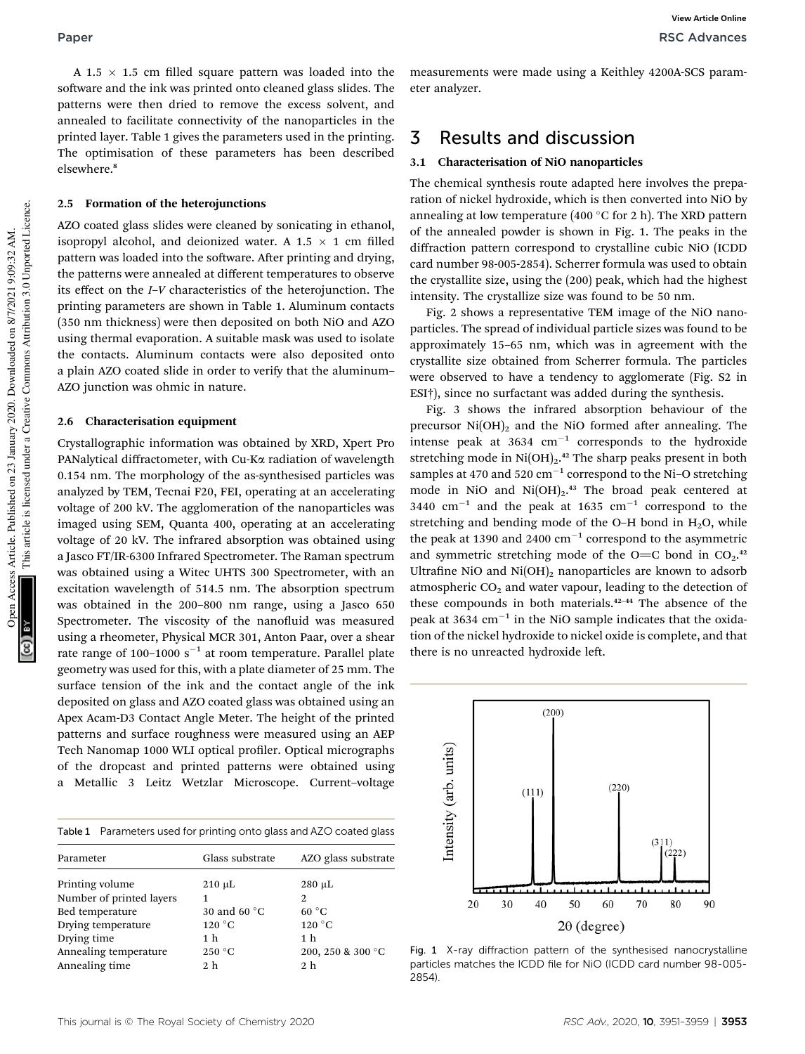A 1.5 × 1.5 cm filled square pattern was loaded into the software and the ink was printed onto cleaned glass slides. The patterns were then dried to remove the excess solvent, and annealed to facilitate connectivity of the nanoparticles in the printed layer. Table 1 gives the parameters used in the printing. The optimisation of these parameters has been described elsewhere.[8]

### 2.5 Formation of the heterojunctions

AZO coated glass slides were cleaned by sonicating in ethanol, isopropyl alcohol, and deionized water. A 1.5 × 1 cm filled pattern was loaded into the software. After printing and drying, the patterns were annealed at different temperatures to observe its effect on the *I–V* characteristics of the heterojunction. The printing parameters are shown in Table 1. Aluminum contacts (350 nm thickness) were then deposited on both NiO and AZO using thermal evaporation. A suitable mask was used to isolate the contacts. Aluminum contacts were also deposited onto a plain AZO coated slide in order to verify that the aluminum–AZO junction was ohmic in nature.

### 2.6 Characterisation equipment

Crystallographic information was obtained by XRD, Xpert Pro PANalytical diffractometer, with Cu-Kα radiation of wavelength 0.154 nm. The morphology of the as-synthesised particles was analyzed by TEM, Tecnai F20, FEI, operating at an accelerating voltage of 200 kV. The agglomeration of the nanoparticles was imaged using SEM, Quanta 400, operating at an accelerating voltage of 20 kV. The infrared absorption was obtained using a Jasco FT/IR-6300 Infrared Spectrometer. The Raman spectrum was obtained using a Witec UHTS 300 Spectrometer, with an excitation wavelength of 514.5 nm. The absorption spectrum was obtained in the 200–800 nm range, using a Jasco 650 Spectrometer. The viscosity of the nanofluid was measured using a rheometer, Physical MCR 301, Anton Paar, over a shear rate range of 100–1000 $s^{-1}$ at room temperature. Parallel plate geometry was used for this, with a plate diameter of 25 mm. The surface tension of the ink and the contact angle of the ink deposited on glass and AZO coated glass was obtained using an Apex Acam-D3 Contact Angle Meter. The height of the printed patterns and surface roughness were measured using an AEP Tech Nanomap 1000 WLI optical profiler. Optical micrographs of the dropcast and printed patterns were obtained using a Metallic 3 Leitz Wetzlar Microscope. Current–voltage measurements were made using a Keithley 4200A-SCS parameter analyzer.

Table 1 Parameters used for printing onto glass and AZO coated glass

| Parameter | Glass substrate | AZO glass substrate |
|---|---|---|
| Printing volume | 210 μL | 280 μL |
| Number of printed layers | 1 | 2 |
| Bed temperature | 30 and 60 °C | 60 °C |
| Drying temperature | 120 °C | 120 °C |
| Drying time | 1 h | 1 h |
| Annealing temperature | 250 °C | 200, 250 & 300 °C |
| Annealing time | 2 h | 2 h |

## 3 Results and discussion

### 3.1 Characterisation of NiO nanoparticles

The chemical synthesis route adapted here involves the preparation of nickel hydroxide, which is then converted into NiO by annealing at low temperature (400 °C for 2 h). The XRD pattern of the annealed powder is shown in Fig. 1. The peaks in the diffraction pattern correspond to crystalline cubic NiO (ICDD card number 98-005-2854). Scherrer formula was used to obtain the crystallite size, using the (200) peak, which had the highest intensity. The crystallize size was found to be 50 nm.

Fig. 2 shows a representative TEM image of the NiO nanoparticles. The spread of individual particle sizes was found to be approximately 15–65 nm, which was in agreement with the crystallite size obtained from Scherrer formula. The particles were observed to have a tendency to agglomerate (Fig. S2 in ESI†), since no surfactant was added during the synthesis.

Fig. 3 shows the infrared absorption behaviour of the precursor $Ni(OH)_2$ and the NiO formed after annealing. The intense peak at 3634 $cm^{-1}$ corresponds to the hydroxide stretching mode in $Ni(OH)_2$.[42] The sharp peaks present in both samples at 470 and 520 $cm^{-1}$ correspond to the Ni–O stretching mode in NiO and $Ni(OH)_2$.[43] The broad peak centered at 3440 $cm^{-1}$ and the peak at 1635 $cm^{-1}$ correspond to the stretching and bending mode of the O–H bond in $H_2O$, while the peak at 1390 and 2400 $cm^{-1}$ correspond to the asymmetric and symmetric stretching mode of the O=C bond in $CO_2$.[42] Ultrafine NiO and $Ni(OH)_2$ nanoparticles are known to adsorb atmospheric $CO_2$ and water vapour, leading to the detection of these compounds in both materials.[42–44] The absence of the peak at 3634 $cm^{-1}$ in the NiO sample indicates that the oxidation of the nickel hydroxide to nickel oxide is complete, and that there is no unreacted hydroxide left.

Fig. 1 X-ray diffraction pattern of the synthesised nanocrystalline particles matches the ICDD file for NiO (ICDD card number 98-005-2854).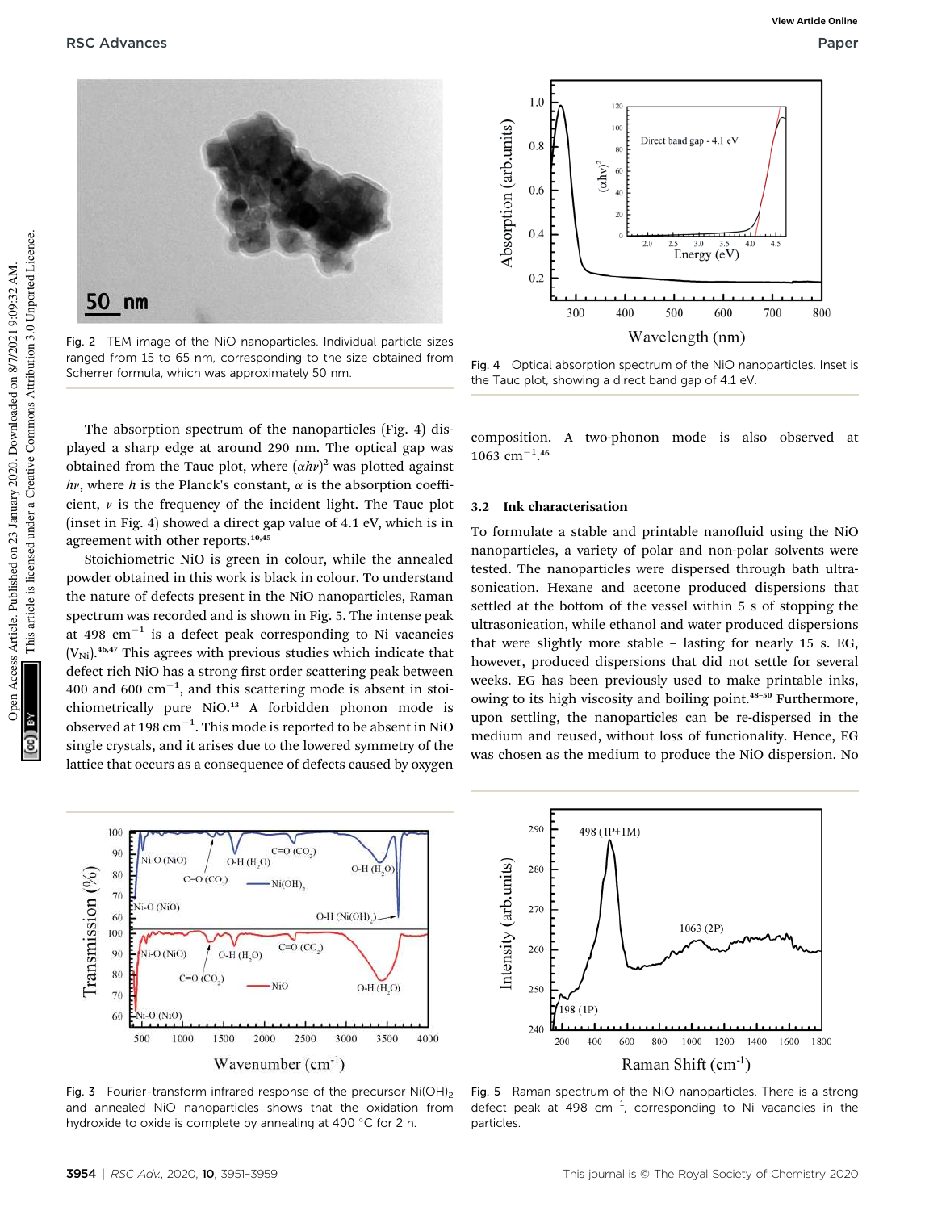Fig. 2 TEM image of the NiO nanoparticles. Individual particle sizes ranged from 15 to 65 nm, corresponding to the size obtained from Scherrer formula, which was approximately 50 nm.

Fig. 4 Optical absorption spectrum of the NiO nanoparticles. Inset is the Tauc plot, showing a direct band gap of 4.1 eV.

The absorption spectrum of the nanoparticles (Fig. 4) displayed a sharp edge at around 290 nm. The optical gap was obtained from the Tauc plot, where $(\alpha h\nu)^2$ was plotted against $h\nu$, where $h$ is the Planck's constant, $\alpha$ is the absorption coefficient, $\nu$ is the frequency of the incident light. The Tauc plot (inset in Fig. 4) showed a direct gap value of 4.1 eV, which is in agreement with other reports.[10,45]

Stoichiometric NiO is green in colour, while the annealed powder obtained in this work is black in colour. To understand the nature of defects present in the NiO nanoparticles, Raman spectrum was recorded and is shown in Fig. 5. The intense peak at 498 cm$^{-1}$ is a defect peak corresponding to Ni vacancies ($V_{Ni}$).[46,47] This agrees with previous studies which indicate that defect rich NiO has a strong first order scattering peak between 400 and 600 cm$^{-1}$, and this scattering mode is absent in stoichiometrically pure NiO.[13] A forbidden phonon mode is observed at 198 cm$^{-1}$. This mode is reported to be absent in NiO single crystals, and it arises due to the lowered symmetry of the lattice that occurs as a consequence of defects caused by oxygen composition. A two-phonon mode is also observed at 1063 cm$^{-1}$.[46]

### 3.2 Ink characterisation

To formulate a stable and printable nanofluid using the NiO nanoparticles, a variety of polar and non-polar solvents were tested. The nanoparticles were dispersed through bath ultrasonication. Hexane and acetone produced dispersions that settled at the bottom of the vessel within 5 s of stopping the ultrasonication, while ethanol and water produced dispersions that were slightly more stable – lasting for nearly 15 s. EG, however, produced dispersions that did not settle for several weeks. EG has been previously used to make printable inks, owing to its high viscosity and boiling point.[48–50] Furthermore, upon settling, the nanoparticles can be re-dispersed in the medium and reused, without loss of functionality. Hence, EG was chosen as the medium to produce the NiO dispersion. No

Fig. 3 Fourier-transform infrared response of the precursor $Ni(OH)_2$ and annealed NiO nanoparticles shows that the oxidation from hydroxide to oxide is complete by annealing at 400 °C for 2 h.

Fig. 5 Raman spectrum of the NiO nanoparticles. There is a strong defect peak at 498 cm$^{-1}$, corresponding to Ni vacancies in the particles.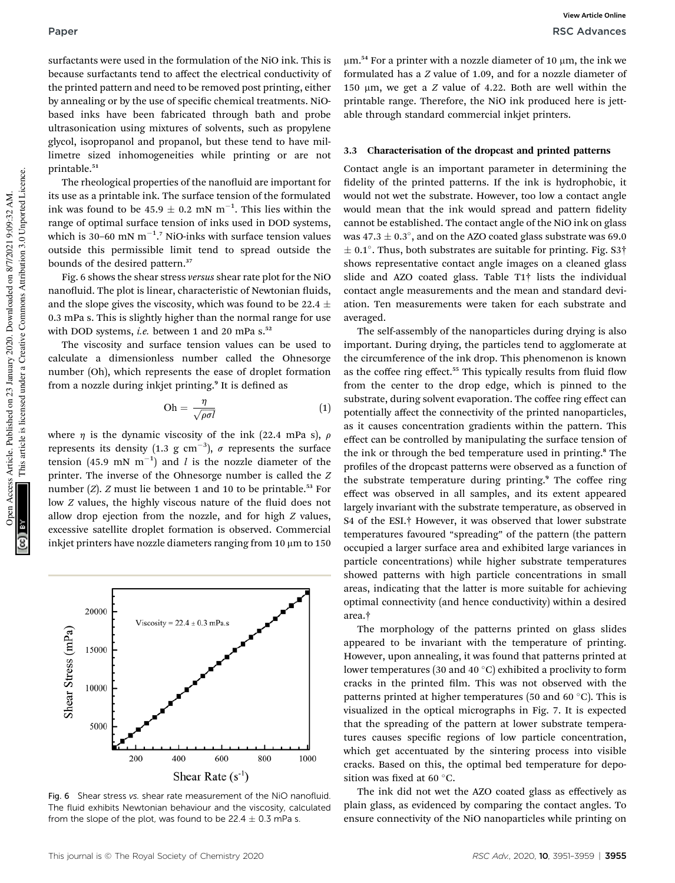surfactants were used in the formulation of the NiO ink. This is because surfactants tend to affect the electrical conductivity of the printed pattern and need to be removed post printing, either by annealing or by the use of specific chemical treatments. NiO-based inks have been fabricated through bath and probe ultrasonication using mixtures of solvents, such as propylene glycol, isopropanol and propanol, but these tend to have millimetre sized inhomogeneities while printing or are not printable.[51]

The rheological properties of the nanofluid are important for its use as a printable ink. The surface tension of the formulated ink was found to be $45.9 \pm 0.2$ mN m$^{-1}$. This lies within the range of optimal surface tension of inks used in DOD systems, which is 30–60 mN m$^{-1}$.[7] NiO-inks with surface tension values outside this permissible limit tend to spread outside the bounds of the desired pattern.[37]

Fig. 6 shows the shear stress *versus* shear rate plot for the NiO nanofluid. The plot is linear, characteristic of Newtonian fluids, and the slope gives the viscosity, which was found to be $22.4 \pm 0.3$ mPa s. This is slightly higher than the normal range for use with DOD systems, *i.e.* between 1 and 20 mPa s.[52]

The viscosity and surface tension values can be used to calculate a dimensionless number called the Ohnesorge number (Oh), which represents the ease of droplet formation from a nozzle during inkjet printing.[9] It is defined as

$$\mathrm{Oh} = \frac{\eta}{\sqrt{\rho\sigma l}} \tag{1}$$

where $\eta$ is the dynamic viscosity of the ink (22.4 mPa s), $\rho$ represents its density (1.3 g cm$^{-3}$), $\sigma$ represents the surface tension (45.9 mN m$^{-1}$) and $l$ is the nozzle diameter of the printer. The inverse of the Ohnesorge number is called the $Z$ number ($Z$). $Z$ must lie between 1 and 10 to be printable.[53] For low $Z$ values, the highly viscous nature of the fluid does not allow drop ejection from the nozzle, and for high $Z$ values, excessive satellite droplet formation is observed. Commercial inkjet printers have nozzle diameters ranging from 10 μm to 150 μm.[54] For a printer with a nozzle diameter of 10 μm, the ink we formulated has a $Z$ value of 1.09, and for a nozzle diameter of 150 μm, we get a $Z$ value of 4.22. Both are well within the printable range. Therefore, the NiO ink produced here is jettable through standard commercial inkjet printers.

Fig. 6 Shear stress *vs.* shear rate measurement of the NiO nanofluid. The fluid exhibits Newtonian behaviour and the viscosity, calculated from the slope of the plot, was found to be $22.4 \pm 0.3$ mPa s.

### 3.3 Characterisation of the dropcast and printed patterns

Contact angle is an important parameter in determining the fidelity of the printed patterns. If the ink is hydrophobic, it would not wet the substrate. However, too low a contact angle would mean that the ink would spread and pattern fidelity cannot be established. The contact angle of the NiO ink on glass was $47.3 \pm 0.3°$, and on the AZO coated glass substrate was $69.0 \pm 0.1°$. Thus, both substrates are suitable for printing. Fig. S3† shows representative contact angle images on a cleaned glass slide and AZO coated glass. Table T1† lists the individual contact angle measurements and the mean and standard deviation. Ten measurements were taken for each substrate and averaged.

The self-assembly of the nanoparticles during drying is also important. During drying, the particles tend to agglomerate at the circumference of the ink drop. This phenomenon is known as the coffee ring effect.[55] This typically results from fluid flow from the center to the drop edge, which is pinned to the substrate, during solvent evaporation. The coffee ring effect can potentially affect the connectivity of the printed nanoparticles, as it causes concentration gradients within the pattern. This effect can be controlled by manipulating the surface tension of the ink or through the bed temperature used in printing.[8] The profiles of the dropcast patterns were observed as a function of the substrate temperature during printing.[9] The coffee ring effect was observed in all samples, and its extent appeared largely invariant with the substrate temperature, as observed in S4 of the ESI.† However, it was observed that lower substrate temperatures favoured "spreading" of the pattern (the pattern occupied a larger surface area and exhibited large variances in particle concentrations) while higher substrate temperatures showed patterns with high particle concentrations in small areas, indicating that the latter is more suitable for achieving optimal connectivity (and hence conductivity) within a desired area.†

The morphology of the patterns printed on glass slides appeared to be invariant with the temperature of printing. However, upon annealing, it was found that patterns printed at lower temperatures (30 and 40 °C) exhibited a proclivity to form cracks in the printed film. This was not observed with the patterns printed at higher temperatures (50 and 60 °C). This is visualized in the optical micrographs in Fig. 7. It is expected that the spreading of the pattern at lower substrate temperatures causes specific regions of low particle concentration, which get accentuated by the sintering process into visible cracks. Based on this, the optimal bed temperature for deposition was fixed at 60 °C.

The ink did not wet the AZO coated glass as effectively as plain glass, as evidenced by comparing the contact angles. To ensure connectivity of the NiO nanoparticles while printing on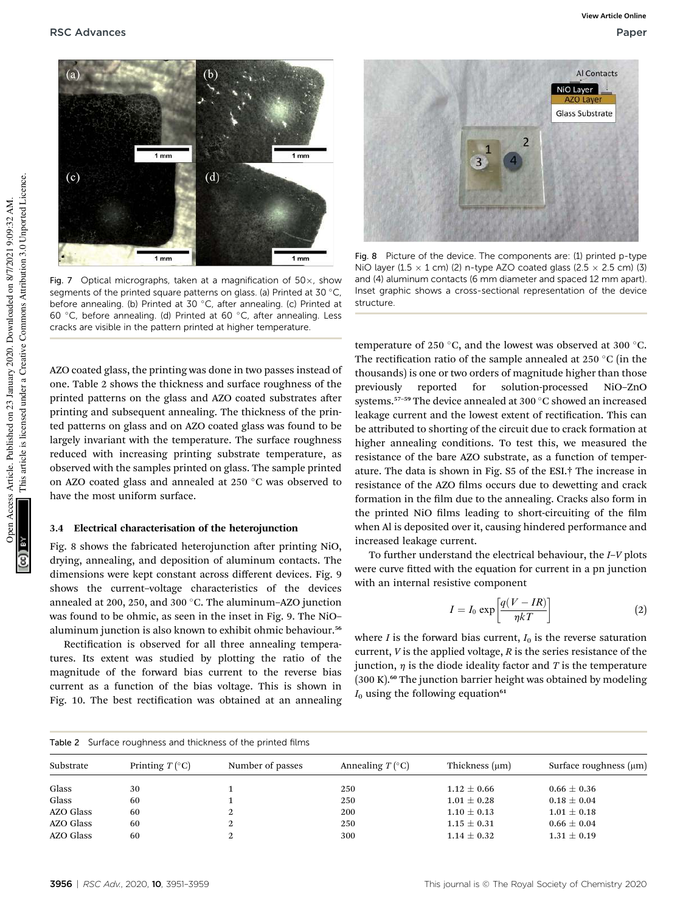Fig. 7 Optical micrographs, taken at a magnification of 50×, show segments of the printed square patterns on glass. (a) Printed at 30 °C, before annealing. (b) Printed at 30 °C, after annealing. (c) Printed at 60 °C, before annealing. (d) Printed at 60 °C, after annealing. Less cracks are visible in the pattern printed at higher temperature.

Fig. 8 Picture of the device. The components are: (1) printed p-type NiO layer (1.5 × 1 cm) (2) n-type AZO coated glass (2.5 × 2.5 cm) (3) and (4) aluminum contacts (6 mm diameter and spaced 12 mm apart). Inset graphic shows a cross-sectional representation of the device structure.

AZO coated glass, the printing was done in two passes instead of one. Table 2 shows the thickness and surface roughness of the printed patterns on the glass and AZO coated substrates after printing and subsequent annealing. The thickness of the printed patterns on glass and on AZO coated glass was found to be largely invariant with the temperature. The surface roughness reduced with increasing printing substrate temperature, as observed with the samples printed on glass. The sample printed on AZO coated glass and annealed at 250 °C was observed to have the most uniform surface.

### 3.4 Electrical characterisation of the heterojunction

Fig. 8 shows the fabricated heterojunction after printing NiO, drying, annealing, and deposition of aluminum contacts. The dimensions were kept constant across different devices. Fig. 9 shows the current–voltage characteristics of the devices annealed at 200, 250, and 300 °C. The aluminum–AZO junction was found to be ohmic, as seen in the inset in Fig. 9. The NiO–aluminum junction is also known to exhibit ohmic behaviour.[56]

Rectification is observed for all three annealing temperatures. Its extent was studied by plotting the ratio of the magnitude of the forward bias current to the reverse bias current as a function of the bias voltage. This is shown in Fig. 10. The best rectification was obtained at an annealing temperature of 250 °C, and the lowest was observed at 300 °C. The rectification ratio of the sample annealed at 250 °C (in the thousands) is one or two orders of magnitude higher than those previously reported for solution-processed NiO–ZnO systems.[57–59] The device annealed at 300 °C showed an increased leakage current and the lowest extent of rectification. This can be attributed to shorting of the circuit due to crack formation at higher annealing conditions. To test this, we measured the resistance of the bare AZO substrate, as a function of temperature. The data is shown in Fig. S5 of the ESI.† The increase in resistance of the AZO films occurs due to dewetting and crack formation in the film due to the annealing. Cracks also form in the printed NiO films leading to short-circuiting of the film when Al is deposited over it, causing hindered performance and increased leakage current.

To further understand the electrical behaviour, the $I$–$V$ plots were curve fitted with the equation for current in a pn junction with an internal resistive component

$$I = I_0 \exp\left[\frac{q(V - IR)}{\eta kT}\right] \tag{2}$$

where $I$ is the forward bias current, $I_0$ is the reverse saturation current, $V$ is the applied voltage, $R$ is the series resistance of the junction, $\eta$ is the diode ideality factor and $T$ is the temperature (300 K).[60] The junction barrier height was obtained by modeling $I_0$ using the following equation[61]

Table 2 Surface roughness and thickness of the printed films

| Substrate | Printing $T$ (°C) | Number of passes | Annealing $T$ (°C) | Thickness (μm) | Surface roughness (μm) |
|---|---|---|---|---|---|
| Glass | 30 | 1 | 250 | 1.12 ± 0.66 | 0.66 ± 0.36 |
| Glass | 60 | 1 | 250 | 1.01 ± 0.28 | 0.18 ± 0.04 |
| AZO Glass | 60 | 2 | 200 | 1.10 ± 0.13 | 1.01 ± 0.18 |
| AZO Glass | 60 | 2 | 250 | 1.15 ± 0.31 | 0.66 ± 0.04 |
| AZO Glass | 60 | 2 | 300 | 1.14 ± 0.32 | 1.31 ± 0.19 |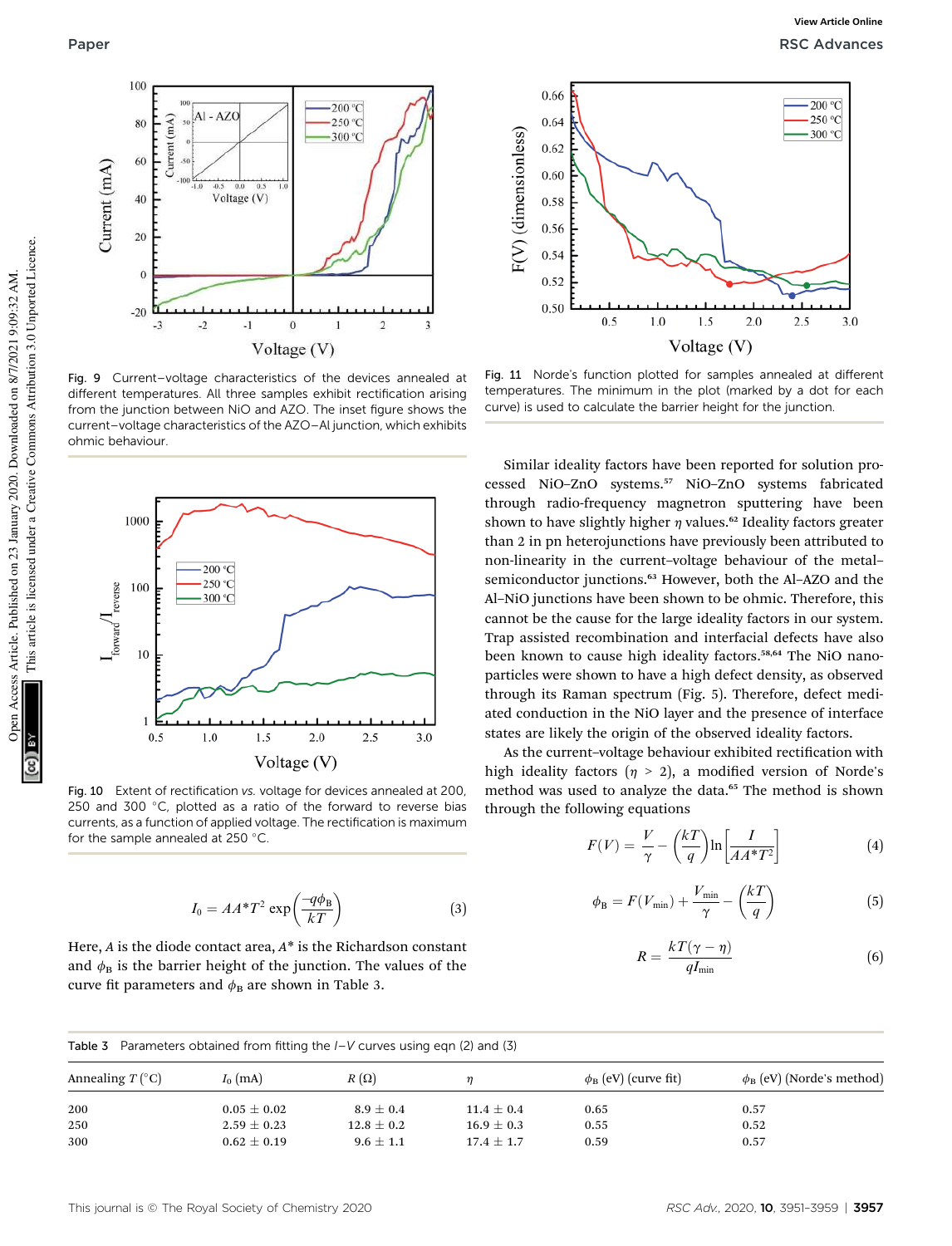Fig. 9 Current–voltage characteristics of the devices annealed at different temperatures. All three samples exhibit rectification arising from the junction between NiO and AZO. The inset figure shows the current–voltage characteristics of the AZO–Al junction, which exhibits ohmic behaviour.

Fig. 10 Extent of rectification *vs.* voltage for devices annealed at 200, 250 and 300 °C, plotted as a ratio of the forward to reverse bias currents, as a function of applied voltage. The rectification is maximum for the sample annealed at 250 °C.

$$I_0 = AA^*T^2 \exp\left(\frac{-q\phi_B}{kT}\right) \tag{3}$$

Here, $A$ is the diode contact area, $A^*$ is the Richardson constant and $\phi_B$ is the barrier height of the junction. The values of the curve fit parameters and $\phi_B$ are shown in Table 3.

Fig. 11 Norde's function plotted for samples annealed at different temperatures. The minimum in the plot (marked by a dot for each curve) is used to calculate the barrier height for the junction.

Similar ideality factors have been reported for solution processed NiO–ZnO systems.[57] NiO–ZnO systems fabricated through radio-frequency magnetron sputtering have been shown to have slightly higher $\eta$ values.[62] Ideality factors greater than 2 in pn heterojunctions have previously been attributed to non-linearity in the current–voltage behaviour of the metal–semiconductor junctions.[63] However, both the Al–AZO and the Al–NiO junctions have been shown to be ohmic. Therefore, this cannot be the cause for the large ideality factors in our system. Trap assisted recombination and interfacial defects have also been known to cause high ideality factors.[58,64] The NiO nanoparticles were shown to have a high defect density, as observed through its Raman spectrum (Fig. 5). Therefore, defect mediated conduction in the NiO layer and the presence of interface states are likely the origin of the observed ideality factors.

As the current–voltage behaviour exhibited rectification with high ideality factors ($\eta > 2$), a modified version of Norde's method was used to analyze the data.[65] The method is shown through the following equations

$$F(V) = \frac{V}{\gamma} - \left(\frac{kT}{q}\right)\ln\left[\frac{I}{AA^*T^2}\right] \tag{4}$$

$$\phi_B = F(V_{min}) + \frac{V_{min}}{\gamma} - \left(\frac{kT}{q}\right) \tag{5}$$

$$R = \frac{kT(\gamma - \eta)}{qI_{min}} \tag{6}$$

Table 3 Parameters obtained from fitting the *I*–*V* curves using eqn (2) and (3)

| Annealing $T$ (°C) | $I_0$ (mA) | $R$ (Ω) | $\eta$ | $\phi_B$ (eV) (curve fit) | $\phi_B$ (eV) (Norde's method) |
|---|---|---|---|---|---|
| 200 | 0.05 ± 0.02 | 8.9 ± 0.4 | 11.4 ± 0.4 | 0.65 | 0.57 |
| 250 | 2.59 ± 0.23 | 12.8 ± 0.2 | 16.9 ± 0.3 | 0.55 | 0.52 |
| 300 | 0.62 ± 0.19 | 9.6 ± 1.1 | 17.4 ± 1.7 | 0.59 | 0.57 |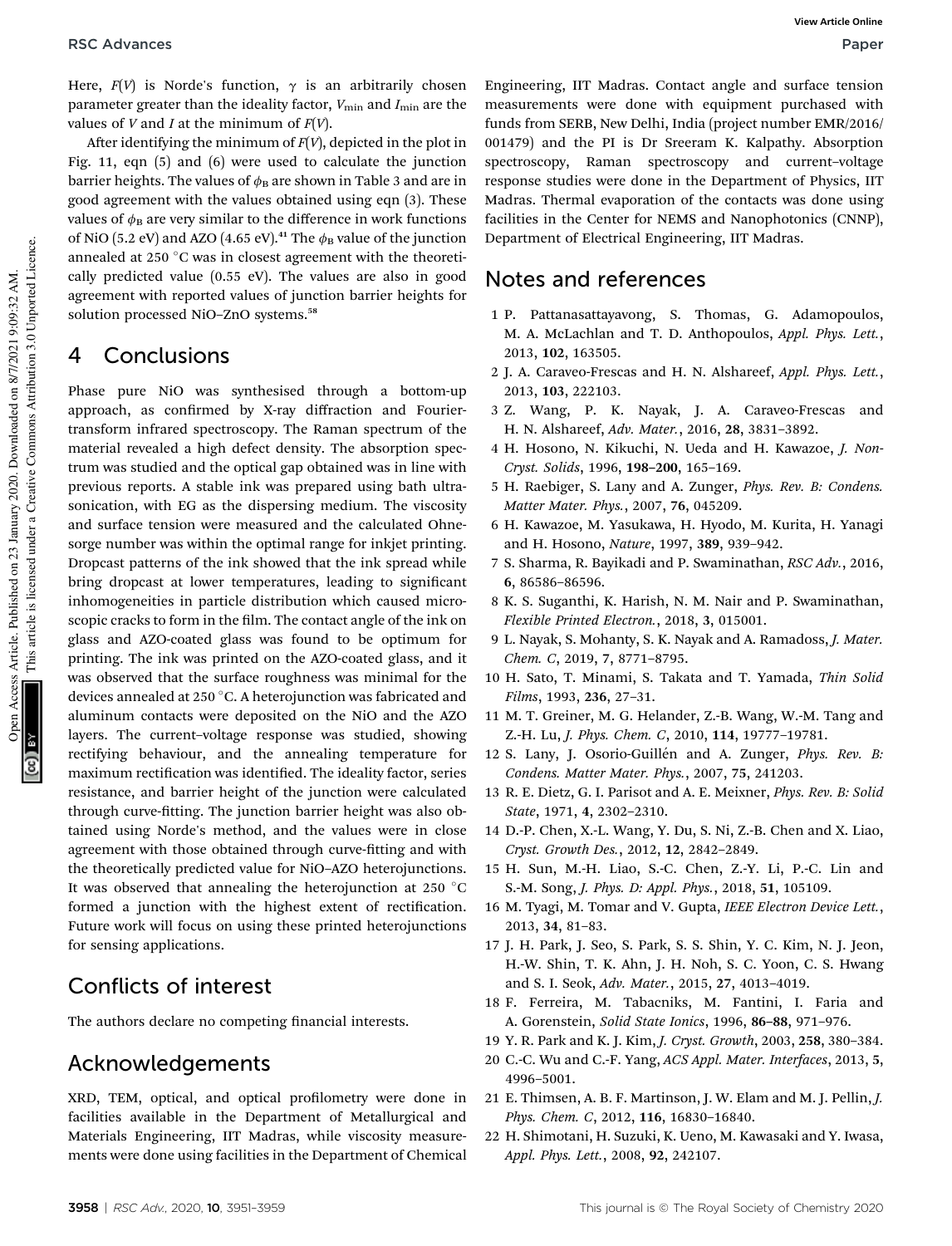Here, $F(V)$ is Norde's function, $\gamma$ is an arbitrarily chosen parameter greater than the ideality factor, $V_{min}$ and $I_{min}$ are the values of $V$ and $I$ at the minimum of $F(V)$.

After identifying the minimum of $F(V)$, depicted in the plot in Fig. 11, eqn (5) and (6) were used to calculate the junction barrier heights. The values of $\phi_B$ are shown in Table 3 and are in good agreement with the values obtained using eqn (3). These values of $\phi_B$ are very similar to the difference in work functions of NiO (5.2 eV) and AZO (4.65 eV).[41] The $\phi_B$ value of the junction annealed at 250 °C was in closest agreement with the theoretically predicted value (0.55 eV). The values are also in good agreement with reported values of junction barrier heights for solution processed NiO–ZnO systems.[58]

## 4 Conclusions

Phase pure NiO was synthesised through a bottom-up approach, as confirmed by X-ray diffraction and Fourier-transform infrared spectroscopy. The Raman spectrum of the material revealed a high defect density. The absorption spectrum was studied and the optical gap obtained was in line with previous reports. A stable ink was prepared using bath ultrasonication, with EG as the dispersing medium. The viscosity and surface tension were measured and the calculated Ohnesorge number was within the optimal range for inkjet printing. Dropcast patterns of the ink showed that the ink spread while bring dropcast at lower temperatures, leading to significant inhomogeneities in particle distribution which caused microscopic cracks to form in the film. The contact angle of the ink on glass and AZO-coated glass was found to be optimum for printing. The ink was printed on the AZO-coated glass, and it was observed that the surface roughness was minimal for the devices annealed at 250 °C. A heterojunction was fabricated and aluminum contacts were deposited on the NiO and the AZO layers. The current–voltage response was studied, showing rectifying behaviour, and the annealing temperature for maximum rectification was identified. The ideality factor, series resistance, and barrier height of the junction were calculated through curve-fitting. The junction barrier height was also obtained using Norde's method, and the values were in close agreement with those obtained through curve-fitting and with the theoretically predicted value for NiO–AZO heterojunctions. It was observed that annealing the heterojunction at 250 °C formed a junction with the highest extent of rectification. Future work will focus on using these printed heterojunctions for sensing applications.

## Conflicts of interest

The authors declare no competing financial interests.

## Acknowledgements

XRD, TEM, optical, and optical profilometry were done in facilities available in the Department of Metallurgical and Materials Engineering, IIT Madras, while viscosity measurements were done using facilities in the Department of Chemical Engineering, IIT Madras. Contact angle and surface tension measurements were done with equipment purchased with funds from SERB, New Delhi, India (project number EMR/2016/001479) and the PI is Dr Sreeram K. Kalpathy. Absorption spectroscopy, Raman spectroscopy and current–voltage response studies were done in the Department of Physics, IIT Madras. Thermal evaporation of the contacts was done using facilities in the Center for NEMS and Nanophotonics (CNNP), Department of Electrical Engineering, IIT Madras.

## Notes and references

1. P. Pattanasattayavong, S. Thomas, G. Adamopoulos, M. A. McLachlan and T. D. Anthopoulos, *Appl. Phys. Lett.*, 2013, **102**, 163505.
2. J. A. Caraveo-Frescas and H. N. Alshareef, *Appl. Phys. Lett.*, 2013, **103**, 222103.
3. Z. Wang, P. K. Nayak, J. A. Caraveo-Frescas and H. N. Alshareef, *Adv. Mater.*, 2016, **28**, 3831–3892.
4. H. Hosono, N. Kikuchi, N. Ueda and H. Kawazoe, *J. Non-Cryst. Solids*, 1996, **198–200**, 165–169.
5. H. Raebiger, S. Lany and A. Zunger, *Phys. Rev. B: Condens. Matter Mater. Phys.*, 2007, **76**, 045209.
6. H. Kawazoe, M. Yasukawa, H. Hyodo, M. Kurita, H. Yanagi and H. Hosono, *Nature*, 1997, **389**, 939–942.
7. S. Sharma, R. Bayikadi and P. Swaminathan, *RSC Adv.*, 2016, **6**, 86586–86596.
8. K. S. Suganthi, K. Harish, N. M. Nair and P. Swaminathan, *Flexible Printed Electron.*, 2018, **3**, 015001.
9. L. Nayak, S. Mohanty, S. K. Nayak and A. Ramadoss, *J. Mater. Chem. C*, 2019, **7**, 8771–8795.
10. H. Sato, T. Minami, S. Takata and T. Yamada, *Thin Solid Films*, 1993, **236**, 27–31.
11. M. T. Greiner, M. G. Helander, Z.-B. Wang, W.-M. Tang and Z.-H. Lu, *J. Phys. Chem. C*, 2010, **114**, 19777–19781.
12. S. Lany, J. Osorio-Guillén and A. Zunger, *Phys. Rev. B: Condens. Matter Mater. Phys.*, 2007, **75**, 241203.
13. R. E. Dietz, G. I. Parisot and A. E. Meixner, *Phys. Rev. B: Solid State*, 1971, **4**, 2302–2310.
14. D.-P. Chen, X.-L. Wang, Y. Du, S. Ni, Z.-B. Chen and X. Liao, *Cryst. Growth Des.*, 2012, **12**, 2842–2849.
15. H. Sun, M.-H. Liao, S.-C. Chen, Z.-Y. Li, P.-C. Lin and S.-M. Song, *J. Phys. D: Appl. Phys.*, 2018, **51**, 105109.
16. M. Tyagi, M. Tomar and V. Gupta, *IEEE Electron Device Lett.*, 2013, **34**, 81–83.
17. J. H. Park, J. Seo, S. Park, S. S. Shin, Y. C. Kim, N. J. Jeon, H.-W. Shin, T. K. Ahn, J. H. Noh, S. C. Yoon, C. S. Hwang and S. I. Seok, *Adv. Mater.*, 2015, **27**, 4013–4019.
18. F. Ferreira, M. Tabacniks, M. Fantini, I. Faria and A. Gorenstein, *Solid State Ionics*, 1996, **86–88**, 971–976.
19. Y. R. Park and K. J. Kim, *J. Cryst. Growth*, 2003, **258**, 380–384.
20. C.-C. Wu and C.-F. Yang, *ACS Appl. Mater. Interfaces*, 2013, **5**, 4996–5001.
21. E. Thimsen, A. B. F. Martinson, J. W. Elam and M. J. Pellin, *J. Phys. Chem. C*, 2012, **116**, 16830–16840.
22. H. Shimotani, H. Suzuki, K. Ueno, M. Kawasaki and Y. Iwasa, *Appl. Phys. Lett.*, 2008, **92**, 242107.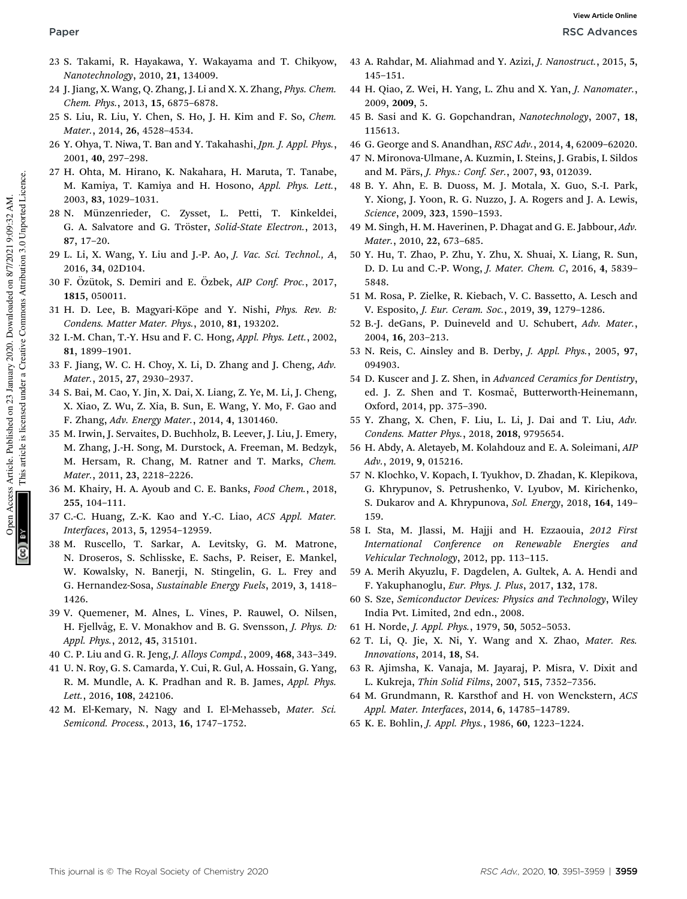23 S. Takami, R. Hayakawa, Y. Wakayama and T. Chikyow, *Nanotechnology*, 2010, **21**, 134009.

24 J. Jiang, X. Wang, Q. Zhang, J. Li and X. X. Zhang, *Phys. Chem. Chem. Phys.*, 2013, **15**, 6875–6878.

25 S. Liu, R. Liu, Y. Chen, S. Ho, J. H. Kim and F. So, *Chem. Mater.*, 2014, **26**, 4528–4534.

26 Y. Ohya, T. Niwa, T. Ban and Y. Takahashi, *Jpn. J. Appl. Phys.*, 2001, **40**, 297–298.

27 H. Ohta, M. Hirano, K. Nakahara, H. Maruta, T. Tanabe, M. Kamiya, T. Kamiya and H. Hosono, *Appl. Phys. Lett.*, 2003, **83**, 1029–1031.

28 N. Münzenrieder, C. Zysset, L. Petti, T. Kinkeldei, G. A. Salvatore and G. Tröster, *Solid-State Electron.*, 2013, **87**, 17–20.

29 L. Li, X. Wang, Y. Liu and J.-P. Ao, *J. Vac. Sci. Technol., A*, 2016, **34**, 02D104.

30 F. Özütok, S. Demiri and E. Özbek, *AIP Conf. Proc.*, 2017, **1815**, 050011.

31 H. D. Lee, B. Magyari-Köpe and Y. Nishi, *Phys. Rev. B: Condens. Matter Mater. Phys.*, 2010, **81**, 193202.

32 I.-M. Chan, T.-Y. Hsu and F. C. Hong, *Appl. Phys. Lett.*, 2002, **81**, 1899–1901.

33 F. Jiang, W. C. H. Choy, X. Li, D. Zhang and J. Cheng, *Adv. Mater.*, 2015, **27**, 2930–2937.

34 S. Bai, M. Cao, Y. Jin, X. Dai, X. Liang, Z. Ye, M. Li, J. Cheng, X. Xiao, Z. Wu, Z. Xia, B. Sun, E. Wang, Y. Mo, F. Gao and F. Zhang, *Adv. Energy Mater.*, 2014, **4**, 1301460.

35 M. Irwin, J. Servaites, D. Buchholz, B. Leever, J. Liu, J. Emery, M. Zhang, J.-H. Song, M. Durstock, A. Freeman, M. Bedzyk, M. Hersam, R. Chang, M. Ratner and T. Marks, *Chem. Mater.*, 2011, **23**, 2218–2226.

36 M. Khairy, H. A. Ayoub and C. E. Banks, *Food Chem.*, 2018, **255**, 104–111.

37 C.-C. Huang, Z.-K. Kao and Y.-C. Liao, *ACS Appl. Mater. Interfaces*, 2013, **5**, 12954–12959.

38 M. Ruscello, T. Sarkar, A. Levitsky, G. M. Matrone, N. Droseros, S. Schlisske, E. Sachs, P. Reiser, E. Mankel, W. Kowalsky, N. Banerji, N. Stingelin, G. L. Frey and G. Hernandez-Sosa, *Sustainable Energy Fuels*, 2019, **3**, 1418–1426.

39 V. Quemener, M. Alnes, L. Vines, P. Rauwel, O. Nilsen, H. Fjellvåg, E. V. Monakhov and B. G. Svensson, *J. Phys. D: Appl. Phys.*, 2012, **45**, 315101.

40 C. P. Liu and G. R. Jeng, *J. Alloys Compd.*, 2009, **468**, 343–349.

41 U. N. Roy, G. S. Camarda, Y. Cui, R. Gul, A. Hossain, G. Yang, R. M. Mundle, A. K. Pradhan and R. B. James, *Appl. Phys. Lett.*, 2016, **108**, 242106.

42 M. El-Kemary, N. Nagy and I. El-Mehasseb, *Mater. Sci. Semicond. Process.*, 2013, **16**, 1747–1752.

43 A. Rahdar, M. Aliahmad and Y. Azizi, *J. Nanostruct.*, 2015, **5**, 145–151.

44 H. Qiao, Z. Wei, H. Yang, L. Zhu and X. Yan, *J. Nanomater.*, 2009, **2009**, 5.

45 B. Sasi and K. G. Gopchandran, *Nanotechnology*, 2007, **18**, 115613.

46 G. George and S. Anandhan, *RSC Adv.*, 2014, **4**, 62009–62020.

47 N. Mironova-Ulmane, A. Kuzmin, I. Steins, J. Grabis, I. Sildos and M. Pärs, *J. Phys.: Conf. Ser.*, 2007, **93**, 012039.

48 B. Y. Ahn, E. B. Duoss, M. J. Motala, X. Guo, S.-I. Park, Y. Xiong, J. Yoon, R. G. Nuzzo, J. A. Rogers and J. A. Lewis, *Science*, 2009, **323**, 1590–1593.

49 M. Singh, H. M. Haverinen, P. Dhagat and G. E. Jabbour, *Adv. Mater.*, 2010, **22**, 673–685.

50 Y. Hu, T. Zhao, P. Zhu, Y. Zhu, X. Shuai, X. Liang, R. Sun, D. D. Lu and C.-P. Wong, *J. Mater. Chem. C*, 2016, **4**, 5839–5848.

51 M. Rosa, P. Zielke, R. Kiebach, V. C. Bassetto, A. Lesch and V. Esposito, *J. Eur. Ceram. Soc.*, 2019, **39**, 1279–1286.

52 B.-J. deGans, P. Duineveld and U. Schubert, *Adv. Mater.*, 2004, **16**, 203–213.

53 N. Reis, C. Ainsley and B. Derby, *J. Appl. Phys.*, 2005, **97**, 094903.

54 D. Kuscer and J. Z. Shen, in *Advanced Ceramics for Dentistry*, ed. J. Z. Shen and T. Kosmač, Butterworth-Heinemann, Oxford, 2014, pp. 375–390.

55 Y. Zhang, X. Chen, F. Liu, L. Li, J. Dai and T. Liu, *Adv. Condens. Matter Phys.*, 2018, **2018**, 9795654.

56 H. Abdy, A. Aletayeb, M. Kolahdouz and E. A. Soleimani, *AIP Adv.*, 2019, **9**, 015216.

57 N. Klochko, V. Kopach, I. Tyukhov, D. Zhadan, K. Klepikova, G. Khrypunov, S. Petrushenko, V. Lyubov, M. Kirichenko, S. Dukarov and A. Khrypunova, *Sol. Energy*, 2018, **164**, 149–159.

58 I. Sta, M. Jlassi, M. Hajji and H. Ezzaouia, *2012 First International Conference on Renewable Energies and Vehicular Technology*, 2012, pp. 113–115.

59 A. Merih Akyuzlu, F. Dagdelen, A. Gultek, A. A. Hendi and F. Yakuphanoglu, *Eur. Phys. J. Plus*, 2017, **132**, 178.

60 S. Sze, *Semiconductor Devices: Physics and Technology*, Wiley India Pvt. Limited, 2nd edn., 2008.

61 H. Norde, *J. Appl. Phys.*, 1979, **50**, 5052–5053.

62 T. Li, Q. Jie, X. Ni, Y. Wang and X. Zhao, *Mater. Res. Innovations*, 2014, **18**, S4.

63 R. Ajimsha, K. Vanaja, M. Jayaraj, P. Misra, V. Dixit and L. Kukreja, *Thin Solid Films*, 2007, **515**, 7352–7356.

64 M. Grundmann, R. Karsthof and H. von Wenckstern, *ACS Appl. Mater. Interfaces*, 2014, **6**, 14785–14789.

65 K. E. Bohlin, *J. Appl. Phys.*, 1986, **60**, 1223–1224.